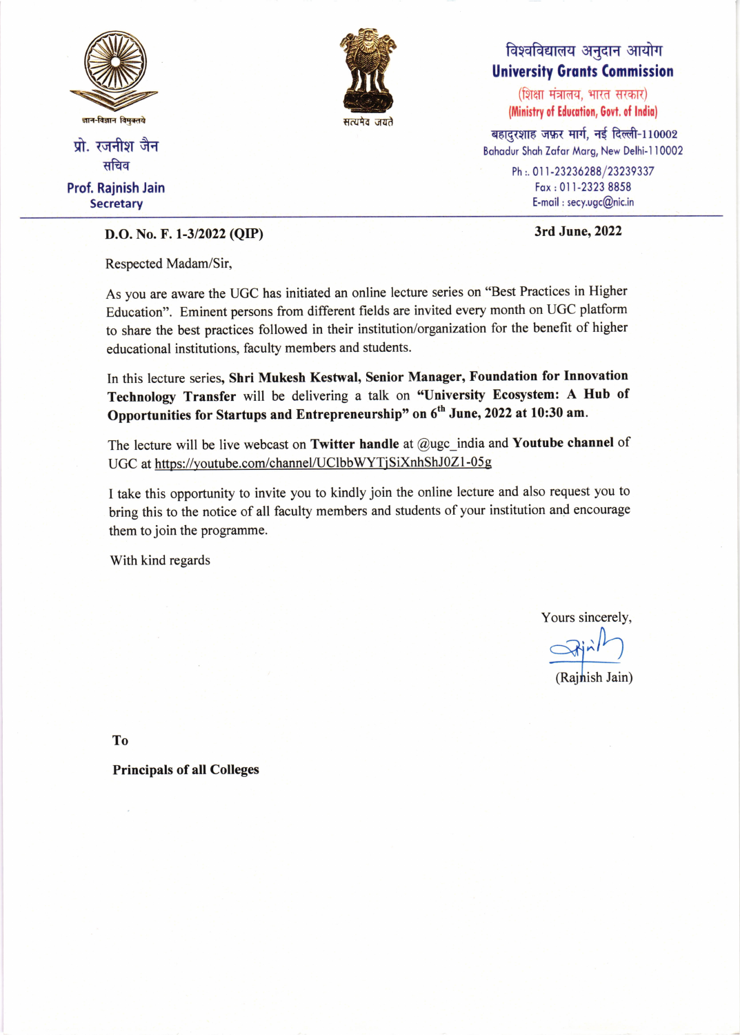ज्ञान-विज्ञान विमुक्तये

प्रो. रजनीश जैन
सचिव

**Prof. Rajnish Jain**
**Secretary**

सत्यमेव जयते

विश्वविद्यालय अनुदान आयोग
**University Grants Commission**
(शिक्षा मंत्रालय, भारत सरकार)
**(Ministry of Education, Govt. of India)**

बहादुरशाह ज़फ़र मार्ग, नई दिल्ली-110002
Bahadur Shah Zafar Marg, New Delhi-110002

Ph.: 011-23236288/23239337
Fax : 011-2323 8858
E-mail : secy.ugc@nic.in

**D.O. No. F. 1-3/2022 (QIP)** **3rd June, 2022**

Respected Madam/Sir,

As you are aware the UGC has initiated an online lecture series on "Best Practices in Higher Education". Eminent persons from different fields are invited every month on UGC platform to share the best practices followed in their institution/organization for the benefit of higher educational institutions, faculty members and students.

In this lecture series, **Shri Mukesh Kestwal, Senior Manager, Foundation for Innovation Technology Transfer** will be delivering a talk on **"University Ecosystem: A Hub of Opportunities for Startups and Entrepreneurship" on 6th June, 2022 at 10:30 am.**

The lecture will be live webcast on **Twitter handle** at @ugc_india and **Youtube channel** of UGC at https://youtube.com/channel/UClbbWYTjSiXnhShJ0Z1-05g

I take this opportunity to invite you to kindly join the online lecture and also request you to bring this to the notice of all faculty members and students of your institution and encourage them to join the programme.

With kind regards

Yours sincerely,

(Rajnish Jain)

**To**

**Principals of all Colleges**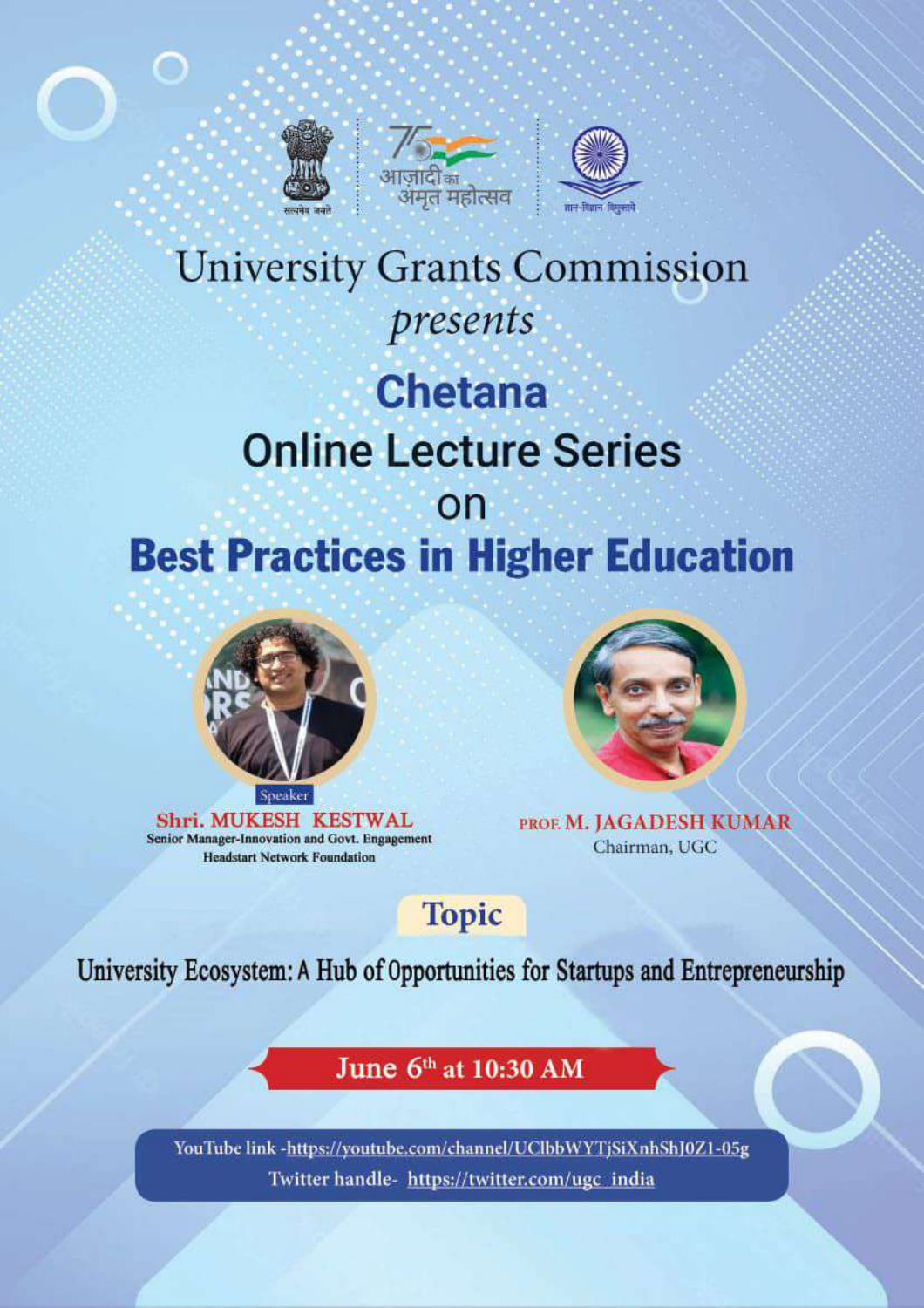सत्यमेव जयते

आज़ादी का अमृत महोत्सव

ज्ञान-विज्ञान विमुक्तये

# University Grants Commission

*presents*

# Chetana

## Online Lecture Series

## on

# Best Practices in Higher Education

Speaker

**Shri. MUKESH KESTWAL**
Senior Manager-Innovation and Govt. Engagement
Headstart Network Foundation

**PROF. M. JAGADESH KUMAR**
Chairman, UGC

## Topic

University Ecosystem: A Hub of Opportunities for Startups and Entrepreneurship

**June 6th at 10:30 AM**

YouTube link -https://youtube.com/channel/UClbbWYTjSiXnhShJ0Z1-05g

Twitter handle- https://twitter.com/ugc_india